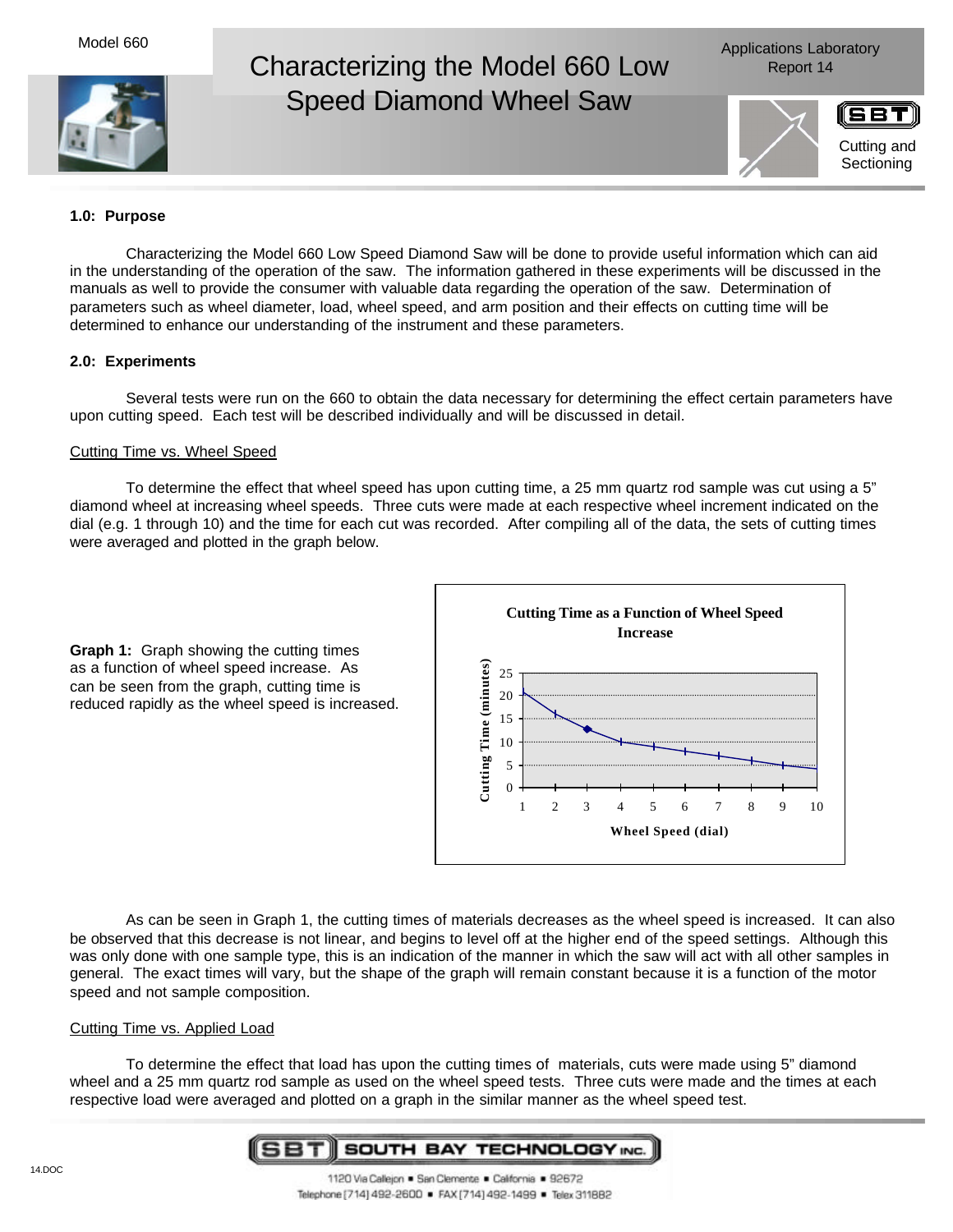# Characterizing the Model 660 Low Speed Diamond Wheel Saw

Model 660

Applications Laboratory Report 14

Cutting and Sectioning

## 1.0: Purpose

Characterizing the Model 660 Low Speed Diamond Saw will be done to provide useful information which can aid in the understanding of the operation of the saw. The information gathered in these experiments will be discussed in the manuals as well to provide the consumer with valuable data regarding the operation of the saw. Determination of parameters such as wheel diameter, load, wheel speed, and arm position and their effects on cutting time will be determined to enhance our understanding of the instrument and these parameters.

## 2.0: Experiments

Several tests were run on the 660 to obtain the data necessary for determining the effect certain parameters have upon cutting speed. Each test will be described individually and will be discussed in detail.

### Cutting Time vs. Wheel Speed

To determine the effect that wheel speed has upon cutting time, a 25 mm quartz rod sample was cut using a 5" diamond wheel at increasing wheel speeds. Three cuts were made at each respective wheel increment indicated on the dial (e.g. 1 through 10) and the time for each cut was recorded. After compiling all of the data, the sets of cutting times were averaged and plotted in the graph below.

**Graph 1:** Graph showing the cutting times as a function of wheel speed increase. As can be seen from the graph, cutting time is reduced rapidly as the wheel speed is increased.

**Cutting Time as a Function of Wheel Speed Increase**

(Graph: Cutting Time (minutes), 0–25, vs. Wheel Speed (dial), 1–10)

As can be seen in Graph 1, the cutting times of materials decreases as the wheel speed is increased. It can also be observed that this decrease is not linear, and begins to level off at the higher end of the speed settings. Although this was only done with one sample type, this is an indication of the manner in which the saw will act with all other samples in general. The exact times will vary, but the shape of the graph will remain constant because it is a function of the motor speed and not sample composition.

### Cutting Time vs. Applied Load

To determine the effect that load has upon the cutting times of materials, cuts were made using 5" diamond wheel and a 25 mm quartz rod sample as used on the wheel speed tests. Three cuts were made and the times at each respective load were averaged and plotted on a graph in the similar manner as the wheel speed test.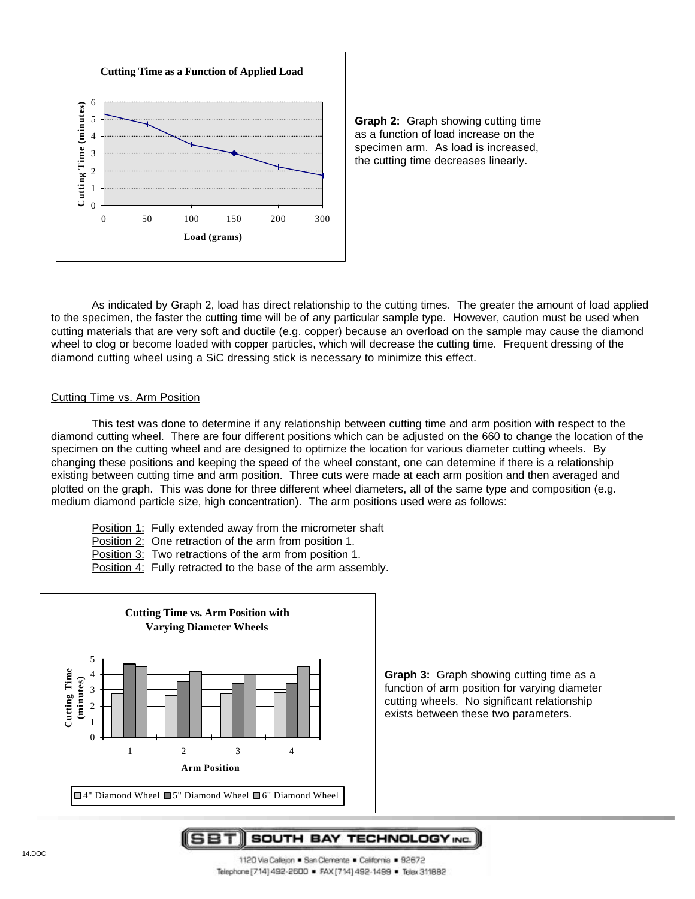**Cutting Time as a Function of Applied Load**

**Graph 2:** Graph showing cutting time as a function of load increase on the specimen arm. As load is increased, the cutting time decreases linearly.

As indicated by Graph 2, load has direct relationship to the cutting times. The greater the amount of load applied to the specimen, the faster the cutting time will be of any particular sample type. However, caution must be used when cutting materials that are very soft and ductile (e.g. copper) because an overload on the sample may cause the diamond wheel to clog or become loaded with copper particles, which will decrease the cutting time. Frequent dressing of the diamond cutting wheel using a SiC dressing stick is necessary to minimize this effect.

Cutting Time vs. Arm Position

This test was done to determine if any relationship between cutting time and arm position with respect to the diamond cutting wheel. There are four different positions which can be adjusted on the 660 to change the location of the specimen on the cutting wheel and are designed to optimize the location for various diameter cutting wheels. By changing these positions and keeping the speed of the wheel constant, one can determine if there is a relationship existing between cutting time and arm position. Three cuts were made at each arm position and then averaged and plotted on the graph. This was done for three different wheel diameters, all of the same type and composition (e.g. medium diamond particle size, high concentration). The arm positions used were as follows:

Position 1: Fully extended away from the micrometer shaft
Position 2: One retraction of the arm from position 1.
Position 3: Two retractions of the arm from position 1.
Position 4: Fully retracted to the base of the arm assembly.

**Cutting Time vs. Arm Position with Varying Diameter Wheels**

**Graph 3:** Graph showing cutting time as a function of arm position for varying diameter cutting wheels. No significant relationship exists between these two parameters.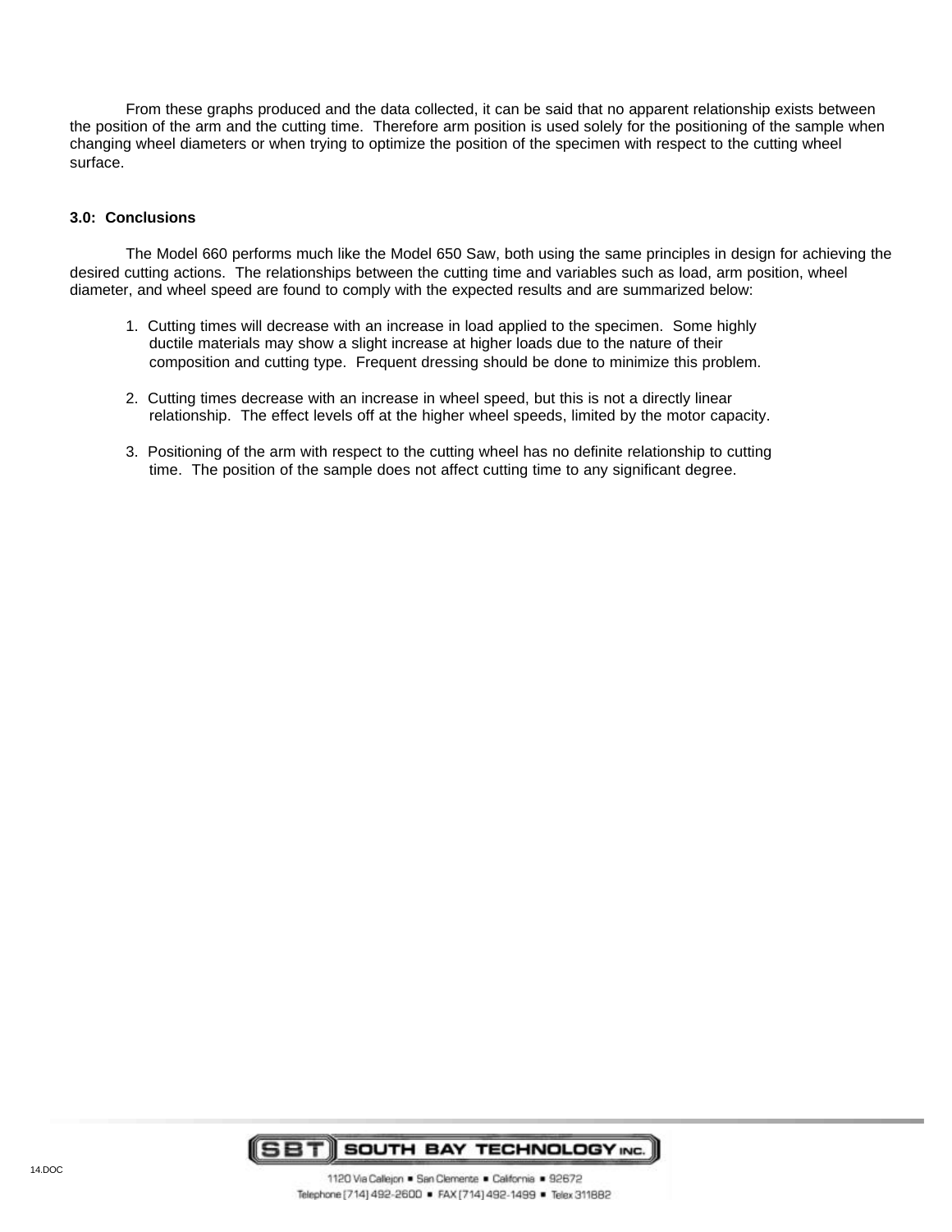From these graphs produced and the data collected, it can be said that no apparent relationship exists between the position of the arm and the cutting time. Therefore arm position is used solely for the positioning of the sample when changing wheel diameters or when trying to optimize the position of the specimen with respect to the cutting wheel surface.

## 3.0: Conclusions

The Model 660 performs much like the Model 650 Saw, both using the same principles in design for achieving the desired cutting actions. The relationships between the cutting time and variables such as load, arm position, wheel diameter, and wheel speed are found to comply with the expected results and are summarized below:

1. Cutting times will decrease with an increase in load applied to the specimen. Some highly ductile materials may show a slight increase at higher loads due to the nature of their composition and cutting type. Frequent dressing should be done to minimize this problem.

2. Cutting times decrease with an increase in wheel speed, but this is not a directly linear relationship. The effect levels off at the higher wheel speeds, limited by the motor capacity.

3. Positioning of the arm with respect to the cutting wheel has no definite relationship to cutting time. The position of the sample does not affect cutting time to any significant degree.